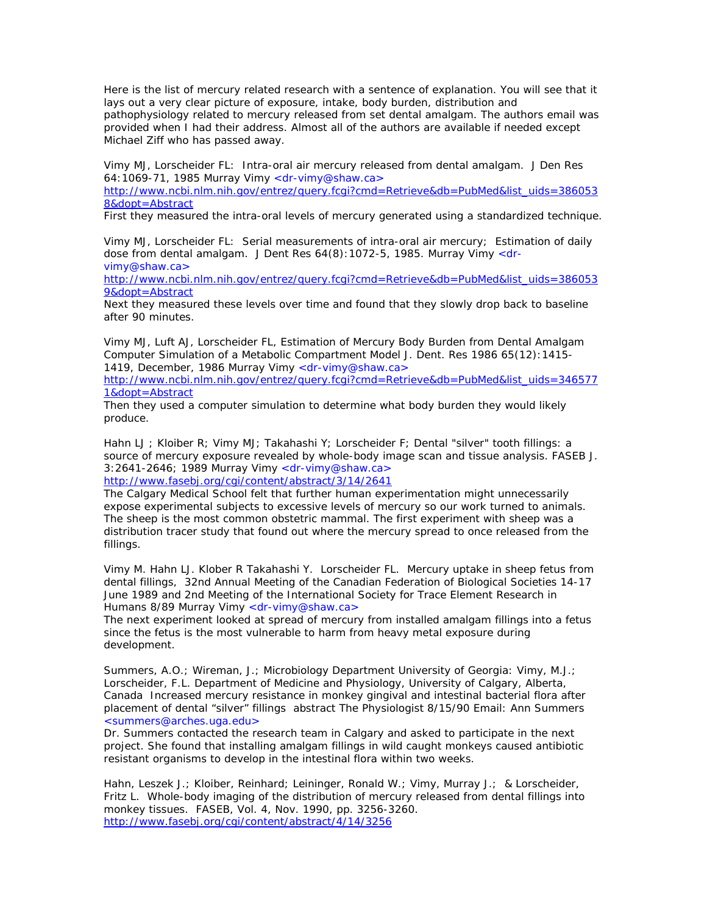Here is the list of mercury related research with a sentence of explanation. You will see that it lays out a very clear picture of exposure, intake, body burden, distribution and pathophysiology related to mercury released from set dental amalgam. The authors email was provided when I had their address. Almost all of the authors are available if needed except Michael Ziff who has passed away.

Vimy MJ, Lorscheider FL: Intra-oral air mercury released from dental amalgam. J Den Res 64:1069-71, 1985 Murray Vimy <dr-vimy@shaw.ca>
http://www.ncbi.nlm.nih.gov/entrez/query.fcgi?cmd=Retrieve&db=PubMed&list_uids=3860538&dopt=Abstract
First they measured the intra-oral levels of mercury generated using a standardized technique.

Vimy MJ, Lorscheider FL: Serial measurements of intra-oral air mercury; Estimation of daily dose from dental amalgam. J Dent Res 64(8):1072-5, 1985. Murray Vimy <dr-vimy@shaw.ca>
http://www.ncbi.nlm.nih.gov/entrez/query.fcgi?cmd=Retrieve&db=PubMed&list_uids=3860539&dopt=Abstract
Next they measured these levels over time and found that they slowly drop back to baseline after 90 minutes.

Vimy MJ, Luft AJ, Lorscheider FL, Estimation of Mercury Body Burden from Dental Amalgam Computer Simulation of a Metabolic Compartment Model J. Dent. Res 1986 65(12):1415-1419, December, 1986 Murray Vimy <dr-vimy@shaw.ca>
http://www.ncbi.nlm.nih.gov/entrez/query.fcgi?cmd=Retrieve&db=PubMed&list_uids=3465771&dopt=Abstract
Then they used a computer simulation to determine what body burden they would likely produce.

Hahn LJ ; Kloiber R; Vimy MJ; Takahashi Y; Lorscheider F; Dental "silver" tooth fillings: a source of mercury exposure revealed by whole-body image scan and tissue analysis. FASEB J. 3:2641-2646; 1989 Murray Vimy <dr-vimy@shaw.ca>
http://www.fasebj.org/cgi/content/abstract/3/14/2641
The Calgary Medical School felt that further human experimentation might unnecessarily expose experimental subjects to excessive levels of mercury so our work turned to animals. The sheep is the most common obstetric mammal. The first experiment with sheep was a distribution tracer study that found out where the mercury spread to once released from the fillings.

Vimy M. Hahn LJ. Klober R Takahashi Y. Lorscheider FL. Mercury uptake in sheep fetus from dental fillings, 32nd Annual Meeting of the Canadian Federation of Biological Societies 14-17 June 1989 and 2nd Meeting of the International Society for Trace Element Research in Humans 8/89 Murray Vimy <dr-vimy@shaw.ca>
The next experiment looked at spread of mercury from installed amalgam fillings into a fetus since the fetus is the most vulnerable to harm from heavy metal exposure during development.

Summers, A.O.; Wireman, J.; Microbiology Department University of Georgia: Vimy, M.J.; Lorscheider, F.L. Department of Medicine and Physiology, University of Calgary, Alberta, Canada Increased mercury resistance in monkey gingival and intestinal bacterial flora after placement of dental "silver" fillings abstract The Physiologist 8/15/90 Email: Ann Summers <summers@arches.uga.edu>
Dr. Summers contacted the research team in Calgary and asked to participate in the next project. She found that installing amalgam fillings in wild caught monkeys caused antibiotic resistant organisms to develop in the intestinal flora within two weeks.

Hahn, Leszek J.; Kloiber, Reinhard; Leininger, Ronald W.; Vimy, Murray J.; & Lorscheider, Fritz L. Whole-body imaging of the distribution of mercury released from dental fillings into monkey tissues. FASEB, Vol. 4, Nov. 1990, pp. 3256-3260.
http://www.fasebj.org/cgi/content/abstract/4/14/3256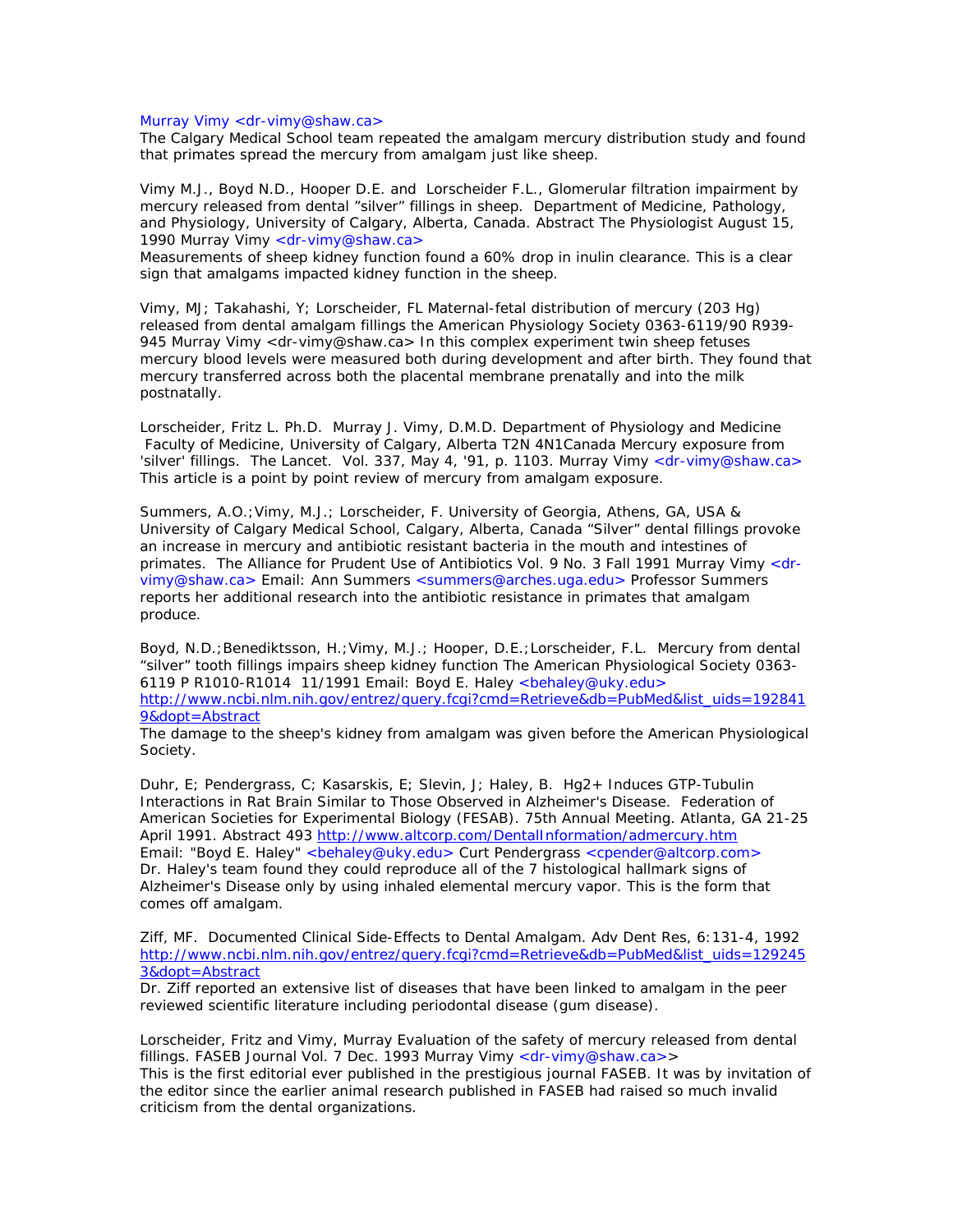Murray Vimy <dr-vimy@shaw.ca>
The Calgary Medical School team repeated the amalgam mercury distribution study and found that primates spread the mercury from amalgam just like sheep.

Vimy M.J., Boyd N.D., Hooper D.E. and Lorscheider F.L., Glomerular filtration impairment by mercury released from dental "silver" fillings in sheep. Department of Medicine, Pathology, and Physiology, University of Calgary, Alberta, Canada. Abstract The Physiologist August 15, 1990 Murray Vimy <dr-vimy@shaw.ca>
Measurements of sheep kidney function found a 60% drop in inulin clearance. This is a clear sign that amalgams impacted kidney function in the sheep.

Vimy, MJ; Takahashi, Y; Lorscheider, FL Maternal-fetal distribution of mercury (203 Hg) released from dental amalgam fillings the American Physiology Society 0363-6119/90 R939-945 Murray Vimy <dr-vimy@shaw.ca> In this complex experiment twin sheep fetuses mercury blood levels were measured both during development and after birth. They found that mercury transferred across both the placental membrane prenatally and into the milk postnatally.

Lorscheider, Fritz L. Ph.D. Murray J. Vimy, D.M.D. Department of Physiology and Medicine Faculty of Medicine, University of Calgary, Alberta T2N 4N1Canada Mercury exposure from 'silver' fillings. The Lancet. Vol. 337, May 4, '91, p. 1103. Murray Vimy <dr-vimy@shaw.ca> This article is a point by point review of mercury from amalgam exposure.

Summers, A.O.;Vimy, M.J.; Lorscheider, F. University of Georgia, Athens, GA, USA & University of Calgary Medical School, Calgary, Alberta, Canada "Silver" dental fillings provoke an increase in mercury and antibiotic resistant bacteria in the mouth and intestines of primates. The Alliance for Prudent Use of Antibiotics Vol. 9 No. 3 Fall 1991 Murray Vimy <dr-vimy@shaw.ca> Email: Ann Summers <summers@arches.uga.edu> Professor Summers reports her additional research into the antibiotic resistance in primates that amalgam produce.

Boyd, N.D.;Benediktsson, H.;Vimy, M.J.; Hooper, D.E.;Lorscheider, F.L. Mercury from dental "silver" tooth fillings impairs sheep kidney function The American Physiological Society 0363-6119 P R1010-R1014 11/1991 Email: Boyd E. Haley <behaley@uky.edu>
http://www.ncbi.nlm.nih.gov/entrez/query.fcgi?cmd=Retrieve&db=PubMed&list_uids=1928419&dopt=Abstract
The damage to the sheep's kidney from amalgam was given before the American Physiological Society.

Duhr, E; Pendergrass, C; Kasarskis, E; Slevin, J; Haley, B. Hg2+ Induces GTP-Tubulin Interactions in Rat Brain Similar to Those Observed in Alzheimer's Disease. Federation of American Societies for Experimental Biology (FESAB). 75th Annual Meeting. Atlanta, GA 21-25 April 1991. Abstract 493 http://www.altcorp.com/DentalInformation/admercury.htm
Email: "Boyd E. Haley" <behaley@uky.edu> Curt Pendergrass <cpender@altcorp.com>
Dr. Haley's team found they could reproduce all of the 7 histological hallmark signs of Alzheimer's Disease only by using inhaled elemental mercury vapor. This is the form that comes off amalgam.

Ziff, MF. Documented Clinical Side-Effects to Dental Amalgam. Adv Dent Res, 6:131-4, 1992
http://www.ncbi.nlm.nih.gov/entrez/query.fcgi?cmd=Retrieve&db=PubMed&list_uids=1292453&dopt=Abstract
Dr. Ziff reported an extensive list of diseases that have been linked to amalgam in the peer reviewed scientific literature including periodontal disease (gum disease).

Lorscheider, Fritz and Vimy, Murray Evaluation of the safety of mercury released from dental fillings. FASEB Journal Vol. 7 Dec. 1993 Murray Vimy <dr-vimy@shaw.ca>>
This is the first editorial ever published in the prestigious journal FASEB. It was by invitation of the editor since the earlier animal research published in FASEB had raised so much invalid criticism from the dental organizations.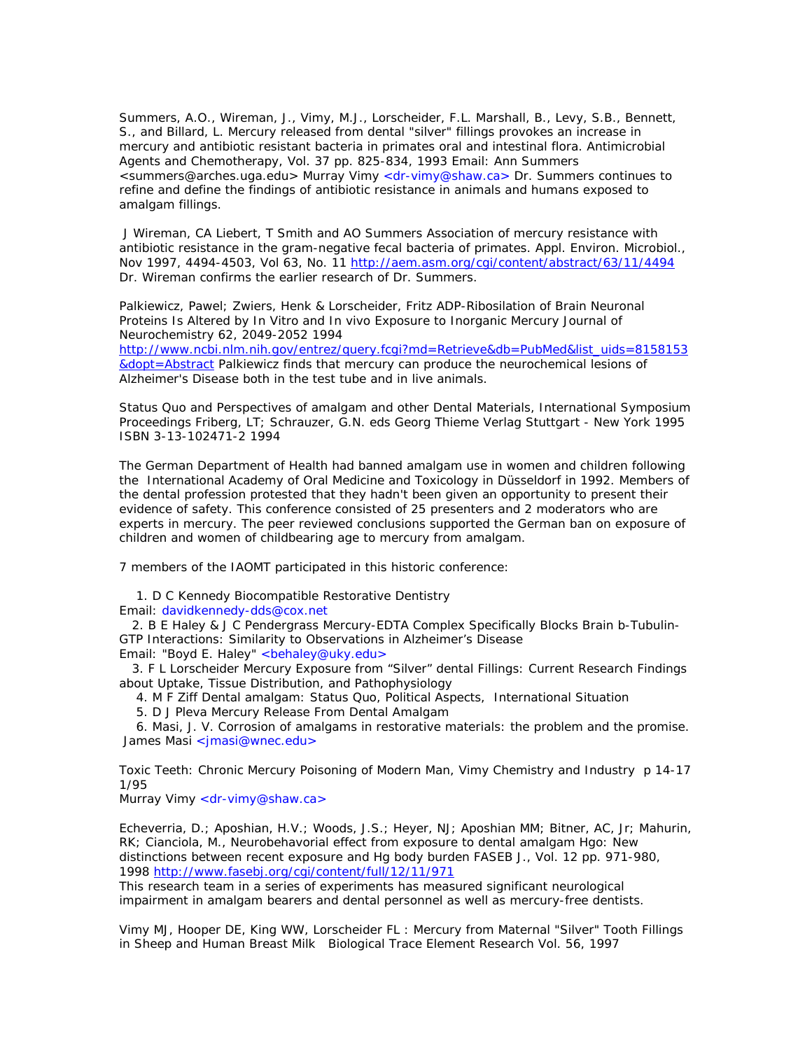Summers, A.O., Wireman, J., Vimy, M.J., Lorscheider, F.L. Marshall, B., Levy, S.B., Bennett, S., and Billard, L. Mercury released from dental "silver" fillings provokes an increase in mercury and antibiotic resistant bacteria in primates oral and intestinal flora. Antimicrobial Agents and Chemotherapy, Vol. 37 pp. 825-834, 1993 Email: Ann Summers <summers@arches.uga.edu> Murray Vimy <dr-vimy@shaw.ca> Dr. Summers continues to refine and define the findings of antibiotic resistance in animals and humans exposed to amalgam fillings.

J Wireman, CA Liebert, T Smith and AO Summers Association of mercury resistance with antibiotic resistance in the gram-negative fecal bacteria of primates. Appl. Environ. Microbiol., Nov 1997, 4494-4503, Vol 63, No. 11 http://aem.asm.org/cgi/content/abstract/63/11/4494 Dr. Wireman confirms the earlier research of Dr. Summers.

Palkiewicz, Pawel; Zwiers, Henk & Lorscheider, Fritz ADP-Ribosilation of Brain Neuronal Proteins Is Altered by In Vitro and In vivo Exposure to Inorganic Mercury Journal of Neurochemistry 62, 2049-2052 1994
http://www.ncbi.nlm.nih.gov/entrez/query.fcgi?md=Retrieve&db=PubMed&list_uids=8158153&dopt=Abstract Palkiewicz finds that mercury can produce the neurochemical lesions of Alzheimer's Disease both in the test tube and in live animals.

Status Quo and Perspectives of amalgam and other Dental Materials, International Symposium Proceedings Friberg, LT; Schrauzer, G.N. eds Georg Thieme Verlag Stuttgart - New York 1995 ISBN 3-13-102471-2 1994

The German Department of Health had banned amalgam use in women and children following the International Academy of Oral Medicine and Toxicology in Düsseldorf in 1992. Members of the dental profession protested that they hadn't been given an opportunity to present their evidence of safety. This conference consisted of 25 presenters and 2 moderators who are experts in mercury. The peer reviewed conclusions supported the German ban on exposure of children and women of childbearing age to mercury from amalgam.

7 members of the IAOMT participated in this historic conference:

1. D C Kennedy Biocompatible Restorative Dentistry
Email: davidkennedy-dds@cox.net
2. B E Haley & J C Pendergrass Mercury-EDTA Complex Specifically Blocks Brain b-Tubulin-GTP Interactions: Similarity to Observations in Alzheimer's Disease
Email: "Boyd E. Haley" <behaley@uky.edu>
3. F L Lorscheider Mercury Exposure from "Silver" dental Fillings: Current Research Findings about Uptake, Tissue Distribution, and Pathophysiology
4. M F Ziff Dental amalgam: Status Quo, Political Aspects, International Situation
5. D J Pleva Mercury Release From Dental Amalgam
6. Masi, J. V. Corrosion of amalgams in restorative materials: the problem and the promise.
James Masi <jmasi@wnec.edu>

Toxic Teeth: Chronic Mercury Poisoning of Modern Man, Vimy Chemistry and Industry p 14-17 1/95
Murray Vimy <dr-vimy@shaw.ca>

Echeverria, D.; Aposhian, H.V.; Woods, J.S.; Heyer, NJ; Aposhian MM; Bitner, AC, Jr; Mahurin, RK; Cianciola, M., Neurobehavorial effect from exposure to dental amalgam Hgo: New distinctions between recent exposure and Hg body burden FASEB J., Vol. 12 pp. 971-980, 1998 http://www.fasebj.org/cgi/content/full/12/11/971
This research team in a series of experiments has measured significant neurological impairment in amalgam bearers and dental personnel as well as mercury-free dentists.

Vimy MJ, Hooper DE, King WW, Lorscheider FL : Mercury from Maternal "Silver" Tooth Fillings in Sheep and Human Breast Milk Biological Trace Element Research Vol. 56, 1997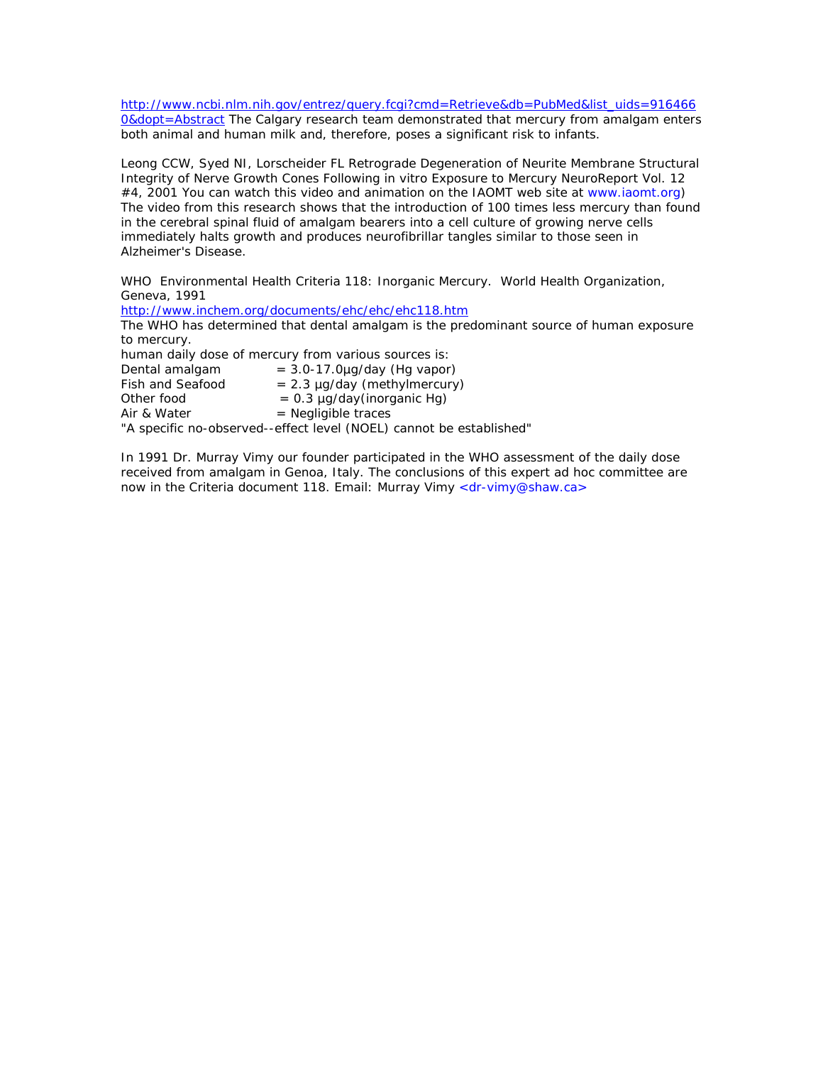http://www.ncbi.nlm.nih.gov/entrez/query.fcgi?cmd=Retrieve&db=PubMed&list_uids=9164660&dopt=Abstract The Calgary research team demonstrated that mercury from amalgam enters both animal and human milk and, therefore, poses a significant risk to infants.

Leong CCW, Syed NI, Lorscheider FL Retrograde Degeneration of Neurite Membrane Structural Integrity of Nerve Growth Cones Following in vitro Exposure to Mercury NeuroReport Vol. 12 #4, 2001 You can watch this video and animation on the IAOMT web site at www.iaomt.org) The video from this research shows that the introduction of 100 times less mercury than found in the cerebral spinal fluid of amalgam bearers into a cell culture of growing nerve cells immediately halts growth and produces neurofibrillar tangles similar to those seen in Alzheimer's Disease.

WHO Environmental Health Criteria 118: Inorganic Mercury. World Health Organization, Geneva, 1991
http://www.inchem.org/documents/ehc/ehc/ehc118.htm
The WHO has determined that dental amalgam is the predominant source of human exposure to mercury.
human daily dose of mercury from various sources is:

| | |
|---|---|
| Dental amalgam | = 3.0-17.0µg/day (Hg vapor) |
| Fish and Seafood | = 2.3 µg/day (methylmercury) |
| Other food | = 0.3 µg/day(inorganic Hg) |
| Air & Water | = Negligible traces |

"A specific no-observed--effect level (NOEL) cannot be established"

In 1991 Dr. Murray Vimy our founder participated in the WHO assessment of the daily dose received from amalgam in Genoa, Italy. The conclusions of this expert ad hoc committee are now in the Criteria document 118. Email: Murray Vimy <dr-vimy@shaw.ca>